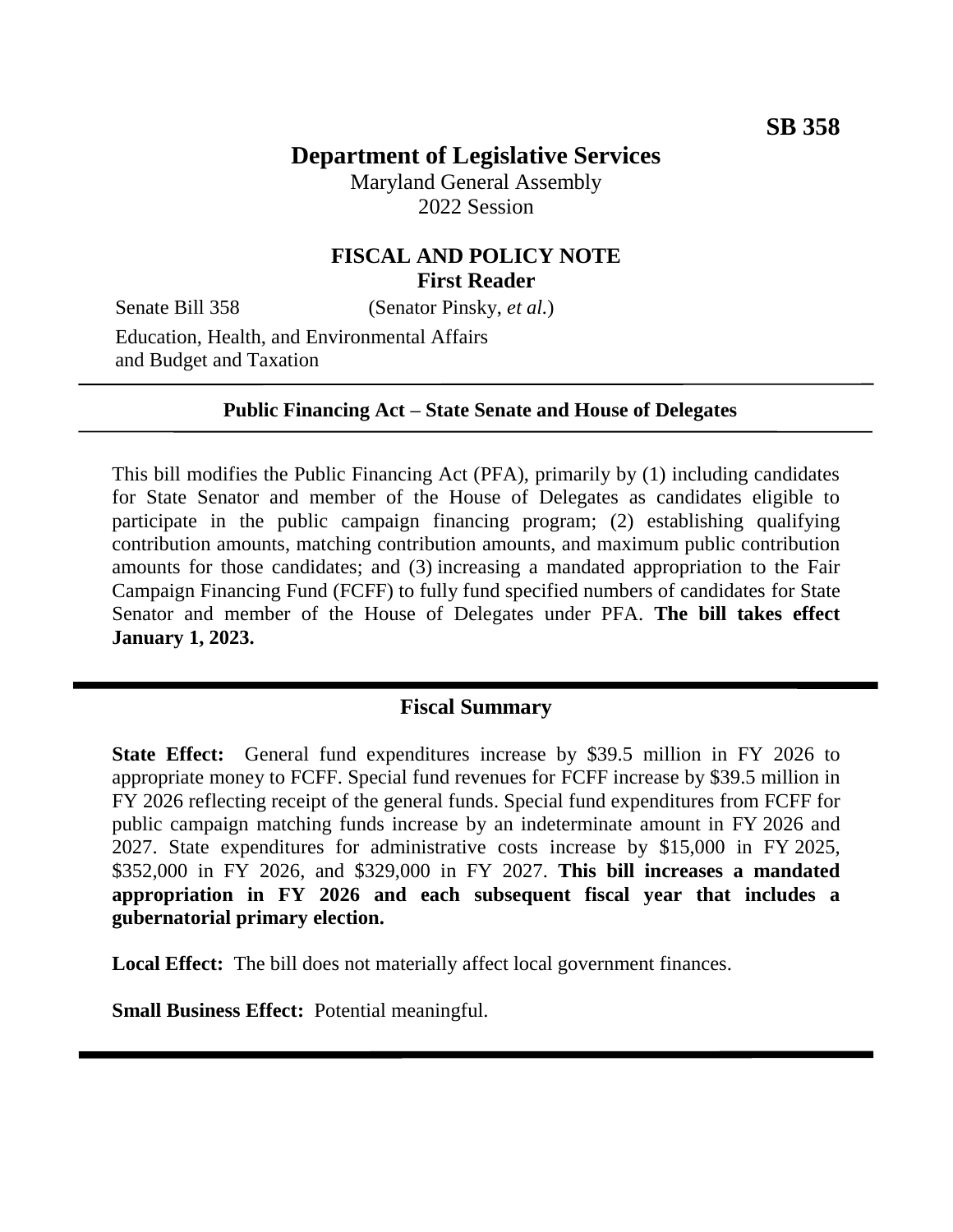**SB 358**

# Department of Legislative Services

Maryland General Assembly
2022 Session

## FISCAL AND POLICY NOTE
**First Reader**

Senate Bill 358 (Senator Pinsky, *et al.*)

Education, Health, and Environmental Affairs and Budget and Taxation

---

**Public Financing Act – State Senate and House of Delegates**

---

This bill modifies the Public Financing Act (PFA), primarily by (1) including candidates for State Senator and member of the House of Delegates as candidates eligible to participate in the public campaign financing program; (2) establishing qualifying contribution amounts, matching contribution amounts, and maximum public contribution amounts for those candidates; and (3) increasing a mandated appropriation to the Fair Campaign Financing Fund (FCFF) to fully fund specified numbers of candidates for State Senator and member of the House of Delegates under PFA. **The bill takes effect January 1, 2023.**

---

## Fiscal Summary

**State Effect:** General fund expenditures increase by $39.5 million in FY 2026 to appropriate money to FCFF. Special fund revenues for FCFF increase by $39.5 million in FY 2026 reflecting receipt of the general funds. Special fund expenditures from FCFF for public campaign matching funds increase by an indeterminate amount in FY 2026 and 2027. State expenditures for administrative costs increase by $15,000 in FY 2025, $352,000 in FY 2026, and $329,000 in FY 2027. **This bill increases a mandated appropriation in FY 2026 and each subsequent fiscal year that includes a gubernatorial primary election.**

**Local Effect:** The bill does not materially affect local government finances.

**Small Business Effect:** Potential meaningful.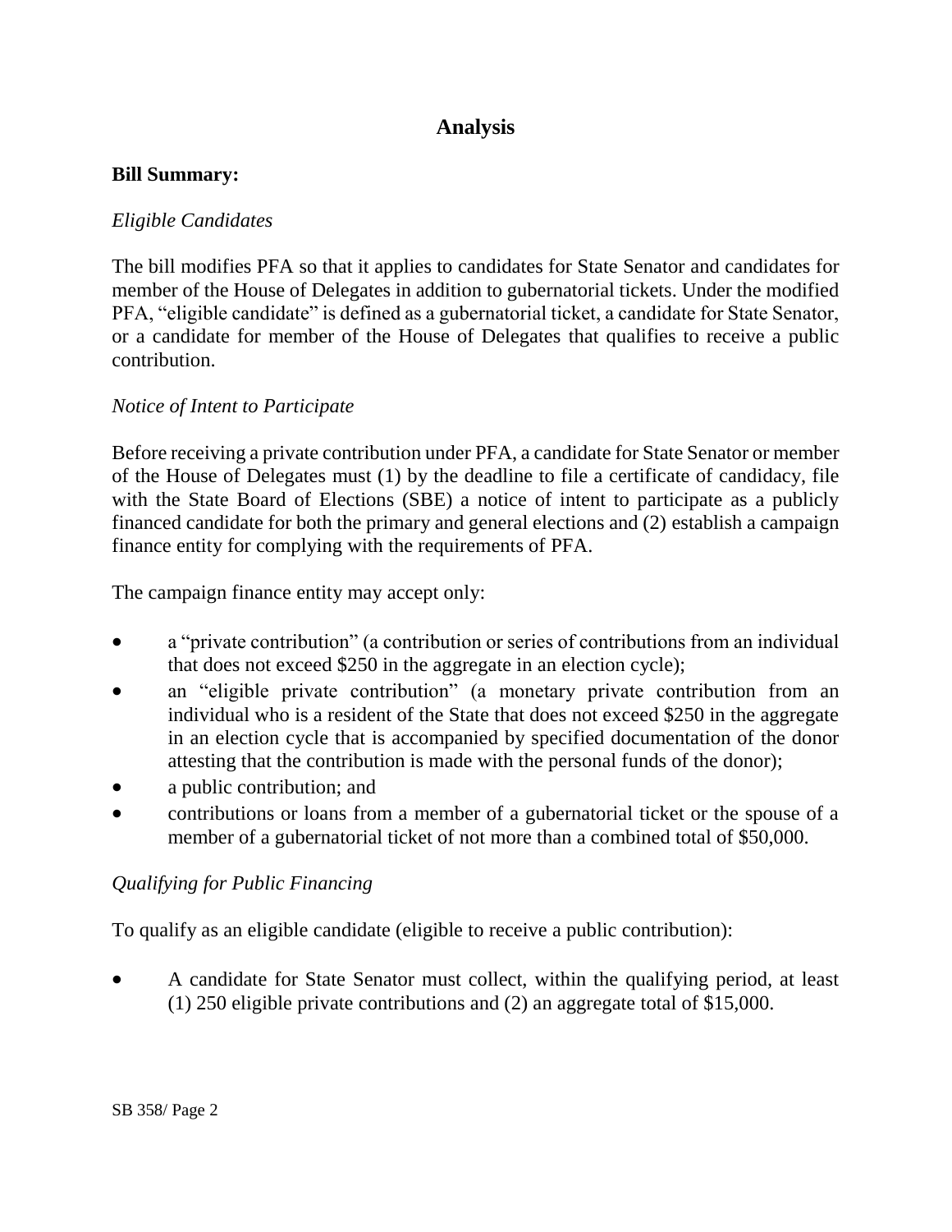## Analysis

**Bill Summary:**

*Eligible Candidates*

The bill modifies PFA so that it applies to candidates for State Senator and candidates for member of the House of Delegates in addition to gubernatorial tickets. Under the modified PFA, "eligible candidate" is defined as a gubernatorial ticket, a candidate for State Senator, or a candidate for member of the House of Delegates that qualifies to receive a public contribution.

*Notice of Intent to Participate*

Before receiving a private contribution under PFA, a candidate for State Senator or member of the House of Delegates must (1) by the deadline to file a certificate of candidacy, file with the State Board of Elections (SBE) a notice of intent to participate as a publicly financed candidate for both the primary and general elections and (2) establish a campaign finance entity for complying with the requirements of PFA.

The campaign finance entity may accept only:

- a "private contribution" (a contribution or series of contributions from an individual that does not exceed $250 in the aggregate in an election cycle);
- an "eligible private contribution" (a monetary private contribution from an individual who is a resident of the State that does not exceed $250 in the aggregate in an election cycle that is accompanied by specified documentation of the donor attesting that the contribution is made with the personal funds of the donor);
- a public contribution; and
- contributions or loans from a member of a gubernatorial ticket or the spouse of a member of a gubernatorial ticket of not more than a combined total of $50,000.

*Qualifying for Public Financing*

To qualify as an eligible candidate (eligible to receive a public contribution):

- A candidate for State Senator must collect, within the qualifying period, at least (1) 250 eligible private contributions and (2) an aggregate total of $15,000.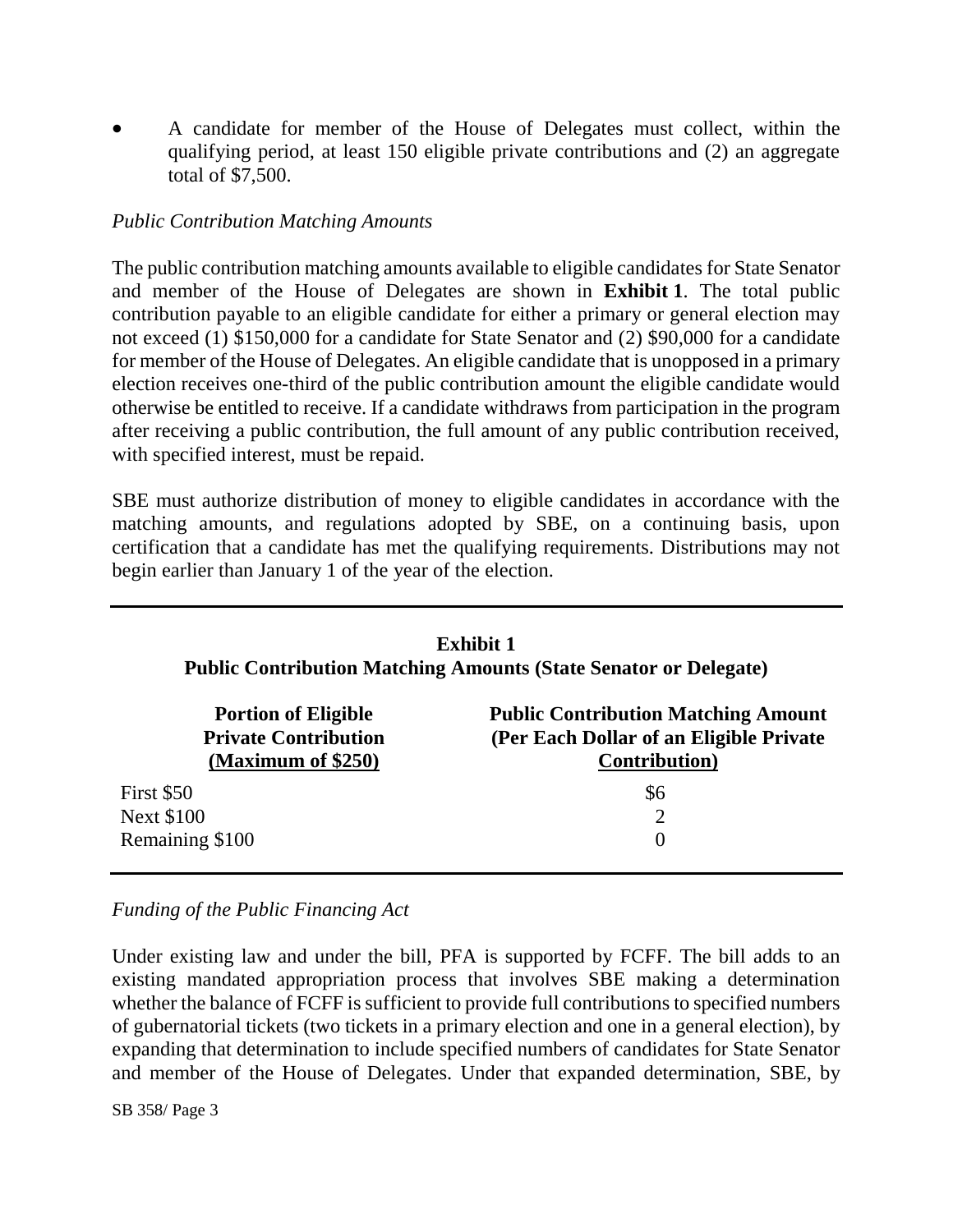- A candidate for member of the House of Delegates must collect, within the qualifying period, at least 150 eligible private contributions and (2) an aggregate total of $7,500.

*Public Contribution Matching Amounts*

The public contribution matching amounts available to eligible candidates for State Senator and member of the House of Delegates are shown in **Exhibit 1**. The total public contribution payable to an eligible candidate for either a primary or general election may not exceed (1) $150,000 for a candidate for State Senator and (2) $90,000 for a candidate for member of the House of Delegates. An eligible candidate that is unopposed in a primary election receives one-third of the public contribution amount the eligible candidate would otherwise be entitled to receive. If a candidate withdraws from participation in the program after receiving a public contribution, the full amount of any public contribution received, with specified interest, must be repaid.

SBE must authorize distribution of money to eligible candidates in accordance with the matching amounts, and regulations adopted by SBE, on a continuing basis, upon certification that a candidate has met the qualifying requirements. Distributions may not begin earlier than January 1 of the year of the election.

**Exhibit 1**
**Public Contribution Matching Amounts (State Senator or Delegate)**

| Portion of Eligible Private Contribution (Maximum of $250) | Public Contribution Matching Amount (Per Each Dollar of an Eligible Private Contribution) |
|---|---|
| First $50 | $6 |
| Next $100 | 2 |
| Remaining $100 | 0 |

*Funding of the Public Financing Act*

Under existing law and under the bill, PFA is supported by FCFF. The bill adds to an existing mandated appropriation process that involves SBE making a determination whether the balance of FCFF is sufficient to provide full contributions to specified numbers of gubernatorial tickets (two tickets in a primary election and one in a general election), by expanding that determination to include specified numbers of candidates for State Senator and member of the House of Delegates. Under that expanded determination, SBE, by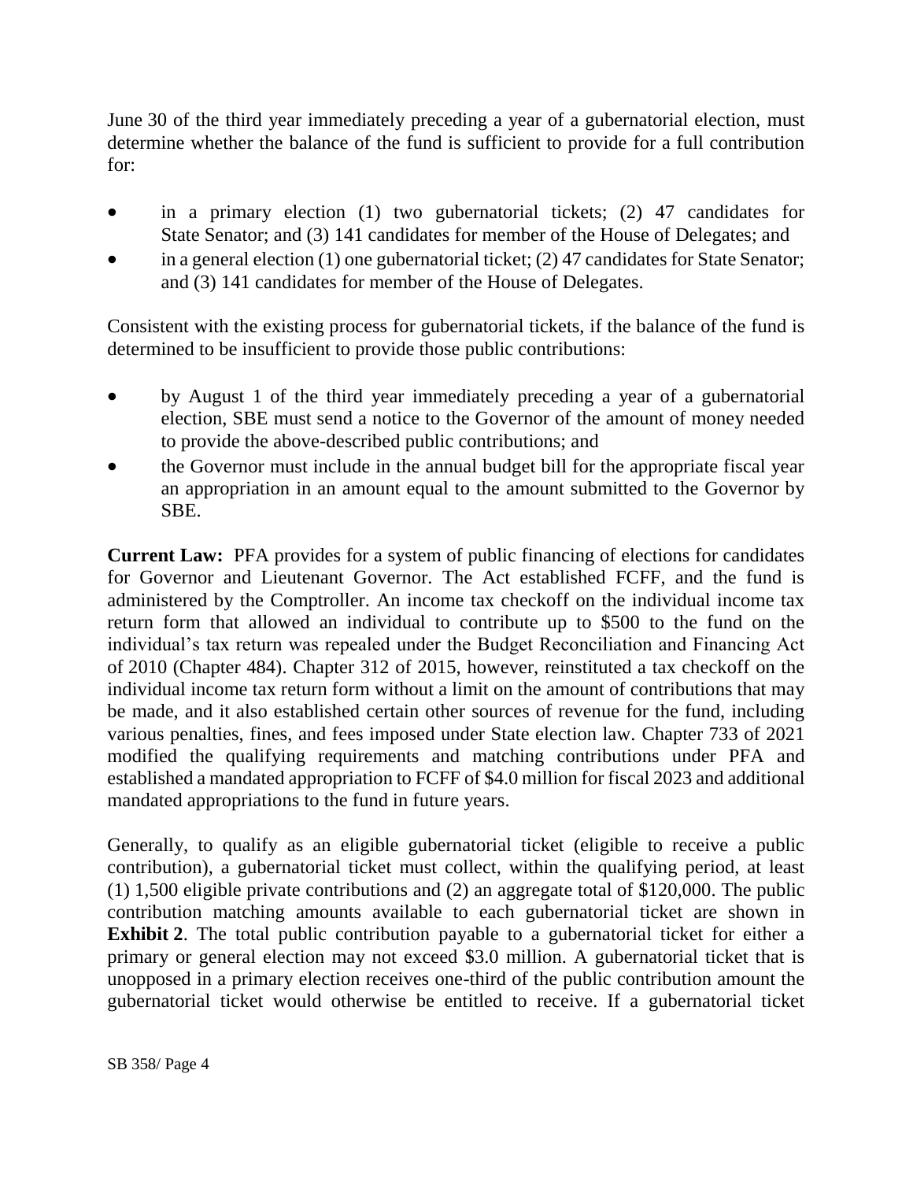June 30 of the third year immediately preceding a year of a gubernatorial election, must determine whether the balance of the fund is sufficient to provide for a full contribution for:

- in a primary election (1) two gubernatorial tickets; (2) 47 candidates for State Senator; and (3) 141 candidates for member of the House of Delegates; and
- in a general election (1) one gubernatorial ticket; (2) 47 candidates for State Senator; and (3) 141 candidates for member of the House of Delegates.

Consistent with the existing process for gubernatorial tickets, if the balance of the fund is determined to be insufficient to provide those public contributions:

- by August 1 of the third year immediately preceding a year of a gubernatorial election, SBE must send a notice to the Governor of the amount of money needed to provide the above-described public contributions; and
- the Governor must include in the annual budget bill for the appropriate fiscal year an appropriation in an amount equal to the amount submitted to the Governor by SBE.

**Current Law:** PFA provides for a system of public financing of elections for candidates for Governor and Lieutenant Governor. The Act established FCFF, and the fund is administered by the Comptroller. An income tax checkoff on the individual income tax return form that allowed an individual to contribute up to $500 to the fund on the individual's tax return was repealed under the Budget Reconciliation and Financing Act of 2010 (Chapter 484). Chapter 312 of 2015, however, reinstituted a tax checkoff on the individual income tax return form without a limit on the amount of contributions that may be made, and it also established certain other sources of revenue for the fund, including various penalties, fines, and fees imposed under State election law. Chapter 733 of 2021 modified the qualifying requirements and matching contributions under PFA and established a mandated appropriation to FCFF of $4.0 million for fiscal 2023 and additional mandated appropriations to the fund in future years.

Generally, to qualify as an eligible gubernatorial ticket (eligible to receive a public contribution), a gubernatorial ticket must collect, within the qualifying period, at least (1) 1,500 eligible private contributions and (2) an aggregate total of $120,000. The public contribution matching amounts available to each gubernatorial ticket are shown in **Exhibit 2**. The total public contribution payable to a gubernatorial ticket for either a primary or general election may not exceed $3.0 million. A gubernatorial ticket that is unopposed in a primary election receives one-third of the public contribution amount the gubernatorial ticket would otherwise be entitled to receive. If a gubernatorial ticket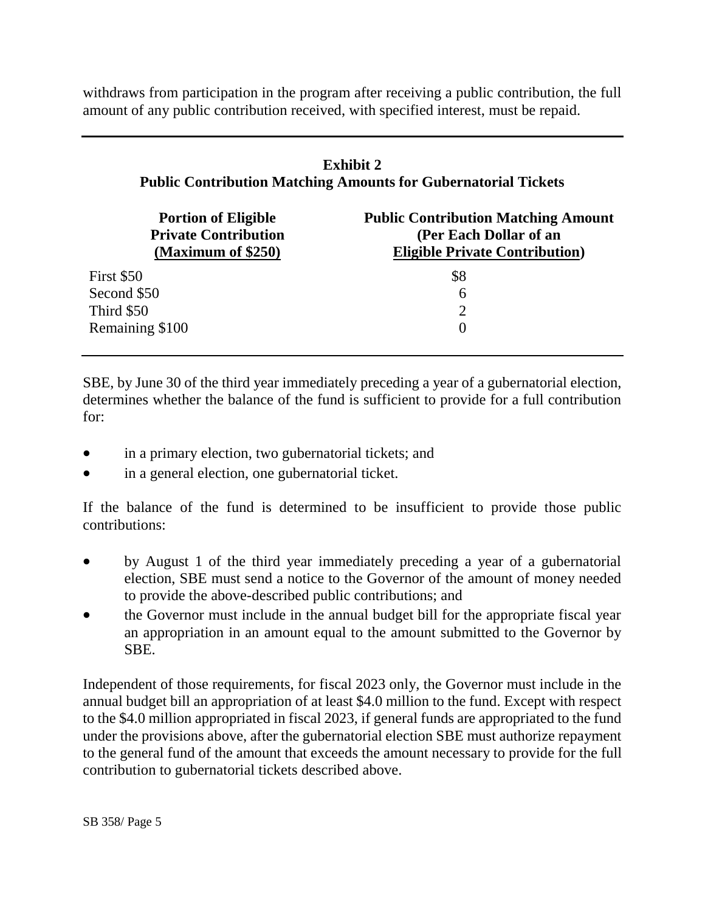withdraws from participation in the program after receiving a public contribution, the full amount of any public contribution received, with specified interest, must be repaid.

**Exhibit 2**
**Public Contribution Matching Amounts for Gubernatorial Tickets**

| Portion of Eligible Private Contribution (Maximum of $250) | Public Contribution Matching Amount (Per Each Dollar of an Eligible Private Contribution) |
|---|---|
| First $50 | $8 |
| Second $50 | 6 |
| Third $50 | 2 |
| Remaining $100 | 0 |

SBE, by June 30 of the third year immediately preceding a year of a gubernatorial election, determines whether the balance of the fund is sufficient to provide for a full contribution for:

- in a primary election, two gubernatorial tickets; and
- in a general election, one gubernatorial ticket.

If the balance of the fund is determined to be insufficient to provide those public contributions:

- by August 1 of the third year immediately preceding a year of a gubernatorial election, SBE must send a notice to the Governor of the amount of money needed to provide the above-described public contributions; and
- the Governor must include in the annual budget bill for the appropriate fiscal year an appropriation in an amount equal to the amount submitted to the Governor by SBE.

Independent of those requirements, for fiscal 2023 only, the Governor must include in the annual budget bill an appropriation of at least $4.0 million to the fund. Except with respect to the $4.0 million appropriated in fiscal 2023, if general funds are appropriated to the fund under the provisions above, after the gubernatorial election SBE must authorize repayment to the general fund of the amount that exceeds the amount necessary to provide for the full contribution to gubernatorial tickets described above.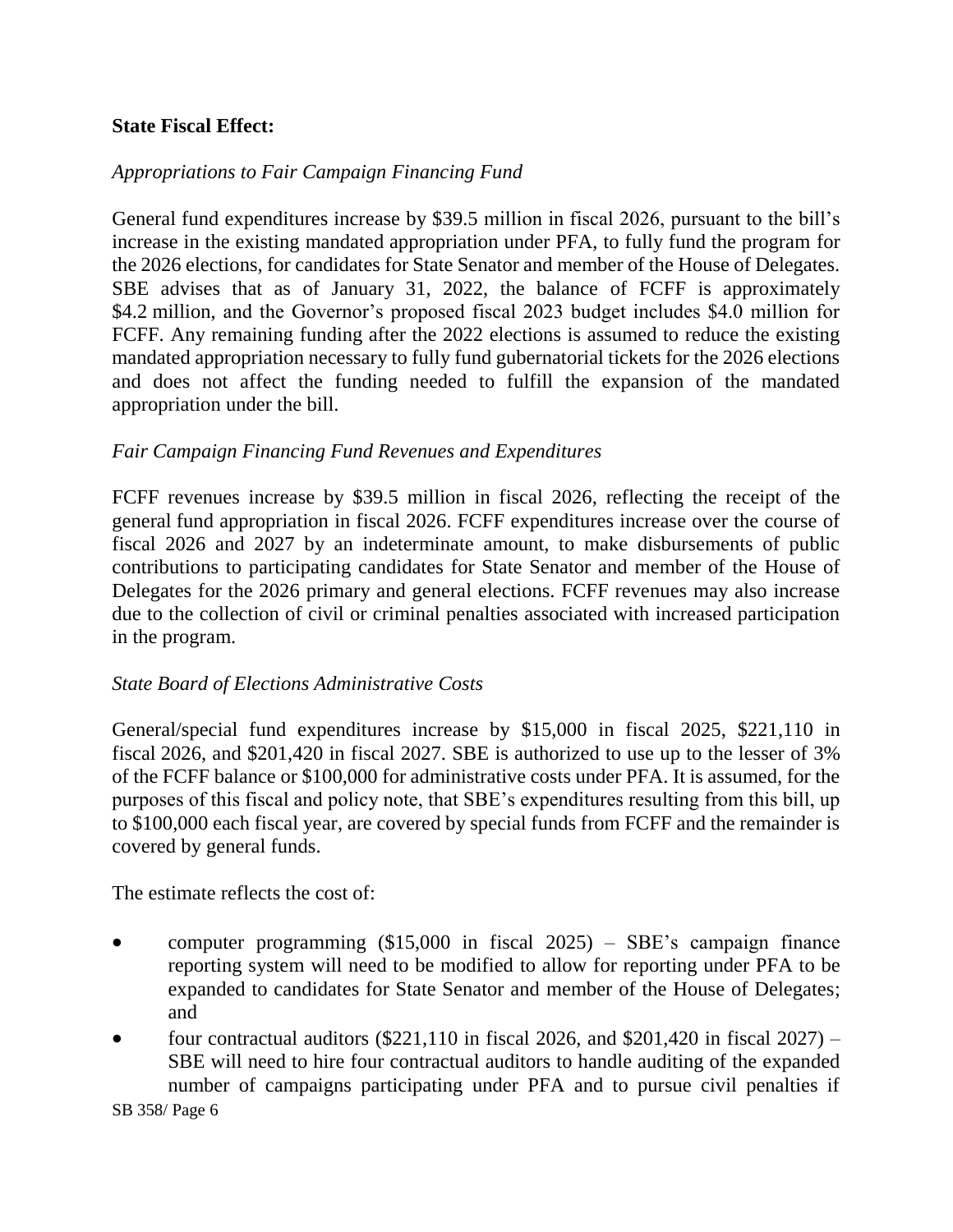**State Fiscal Effect:**

*Appropriations to Fair Campaign Financing Fund*

General fund expenditures increase by $39.5 million in fiscal 2026, pursuant to the bill's increase in the existing mandated appropriation under PFA, to fully fund the program for the 2026 elections, for candidates for State Senator and member of the House of Delegates. SBE advises that as of January 31, 2022, the balance of FCFF is approximately $4.2 million, and the Governor's proposed fiscal 2023 budget includes $4.0 million for FCFF. Any remaining funding after the 2022 elections is assumed to reduce the existing mandated appropriation necessary to fully fund gubernatorial tickets for the 2026 elections and does not affect the funding needed to fulfill the expansion of the mandated appropriation under the bill.

*Fair Campaign Financing Fund Revenues and Expenditures*

FCFF revenues increase by $39.5 million in fiscal 2026, reflecting the receipt of the general fund appropriation in fiscal 2026. FCFF expenditures increase over the course of fiscal 2026 and 2027 by an indeterminate amount, to make disbursements of public contributions to participating candidates for State Senator and member of the House of Delegates for the 2026 primary and general elections. FCFF revenues may also increase due to the collection of civil or criminal penalties associated with increased participation in the program.

*State Board of Elections Administrative Costs*

General/special fund expenditures increase by $15,000 in fiscal 2025, $221,110 in fiscal 2026, and $201,420 in fiscal 2027. SBE is authorized to use up to the lesser of 3% of the FCFF balance or $100,000 for administrative costs under PFA. It is assumed, for the purposes of this fiscal and policy note, that SBE's expenditures resulting from this bill, up to $100,000 each fiscal year, are covered by special funds from FCFF and the remainder is covered by general funds.

The estimate reflects the cost of:

- computer programming ($15,000 in fiscal 2025) – SBE's campaign finance reporting system will need to be modified to allow for reporting under PFA to be expanded to candidates for State Senator and member of the House of Delegates; and
- four contractual auditors ($221,110 in fiscal 2026, and $201,420 in fiscal 2027) – SBE will need to hire four contractual auditors to handle auditing of the expanded number of campaigns participating under PFA and to pursue civil penalties if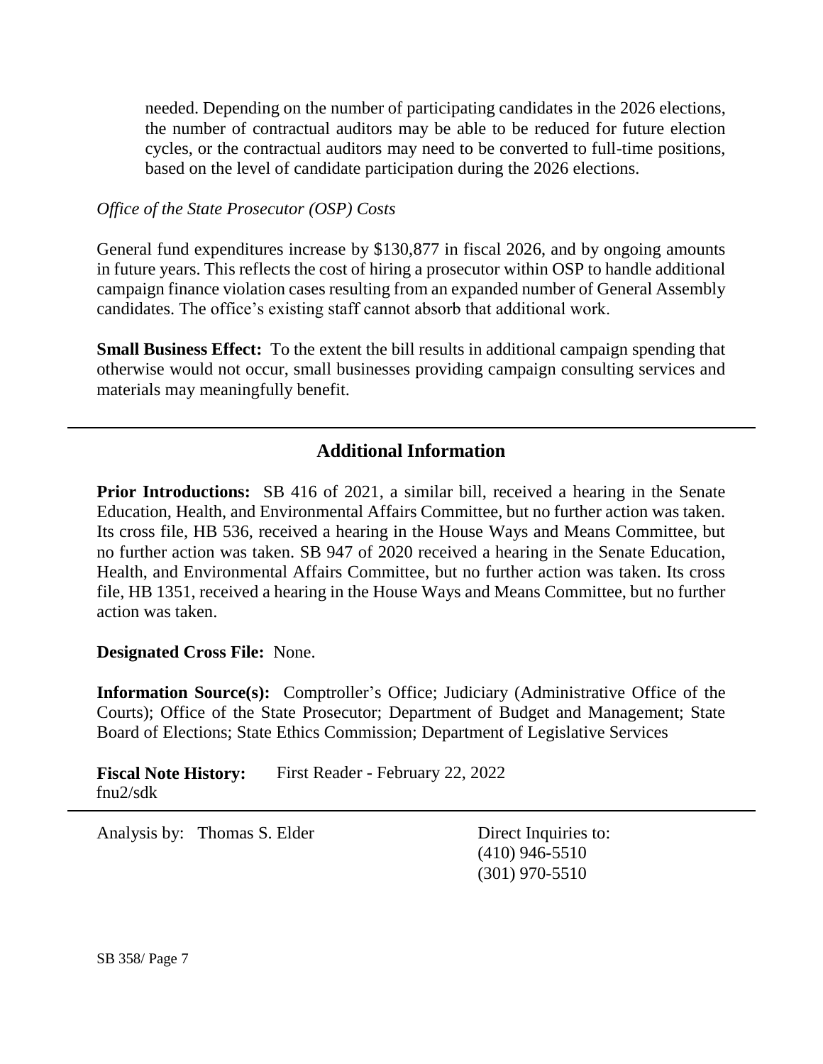needed. Depending on the number of participating candidates in the 2026 elections, the number of contractual auditors may be able to be reduced for future election cycles, or the contractual auditors may need to be converted to full-time positions, based on the level of candidate participation during the 2026 elections.

*Office of the State Prosecutor (OSP) Costs*

General fund expenditures increase by $130,877 in fiscal 2026, and by ongoing amounts in future years. This reflects the cost of hiring a prosecutor within OSP to handle additional campaign finance violation cases resulting from an expanded number of General Assembly candidates. The office's existing staff cannot absorb that additional work.

**Small Business Effect:** To the extent the bill results in additional campaign spending that otherwise would not occur, small businesses providing campaign consulting services and materials may meaningfully benefit.

## Additional Information

**Prior Introductions:** SB 416 of 2021, a similar bill, received a hearing in the Senate Education, Health, and Environmental Affairs Committee, but no further action was taken. Its cross file, HB 536, received a hearing in the House Ways and Means Committee, but no further action was taken. SB 947 of 2020 received a hearing in the Senate Education, Health, and Environmental Affairs Committee, but no further action was taken. Its cross file, HB 1351, received a hearing in the House Ways and Means Committee, but no further action was taken.

**Designated Cross File:** None.

**Information Source(s):** Comptroller's Office; Judiciary (Administrative Office of the Courts); Office of the State Prosecutor; Department of Budget and Management; State Board of Elections; State Ethics Commission; Department of Legislative Services

**Fiscal Note History:** First Reader - February 22, 2022
fnu2/sdk

Analysis by: Thomas S. Elder

Direct Inquiries to:
(410) 946-5510
(301) 970-5510